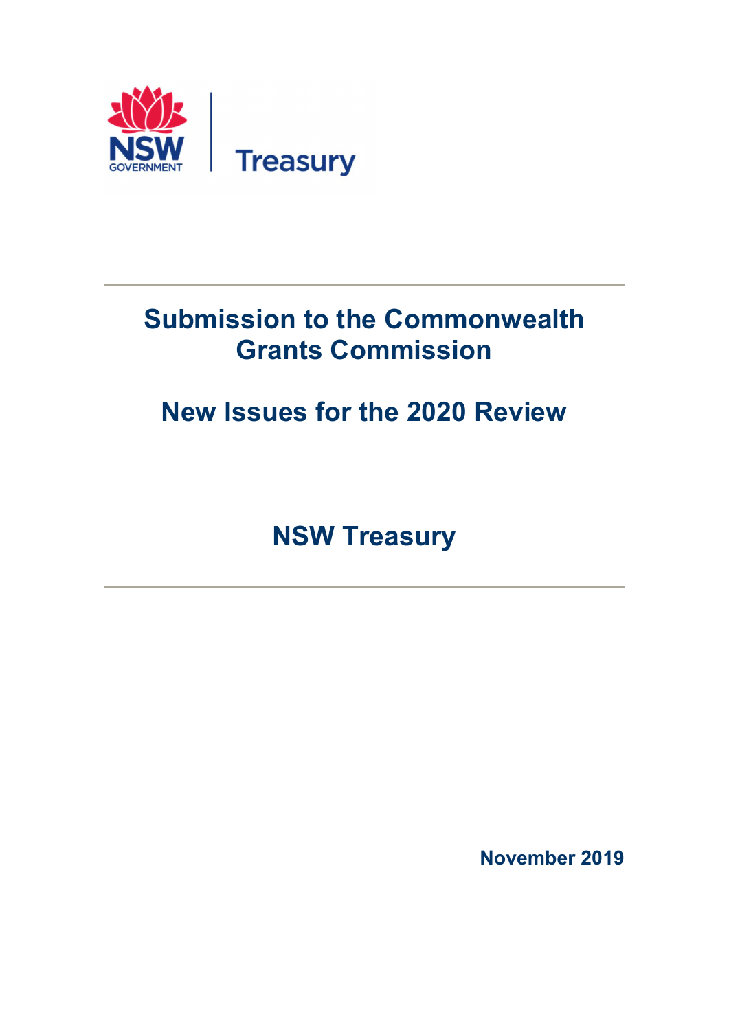NSW GOVERNMENT | Treasury

# Submission to the Commonwealth Grants Commission

# New Issues for the 2020 Review

## NSW Treasury

**November 2019**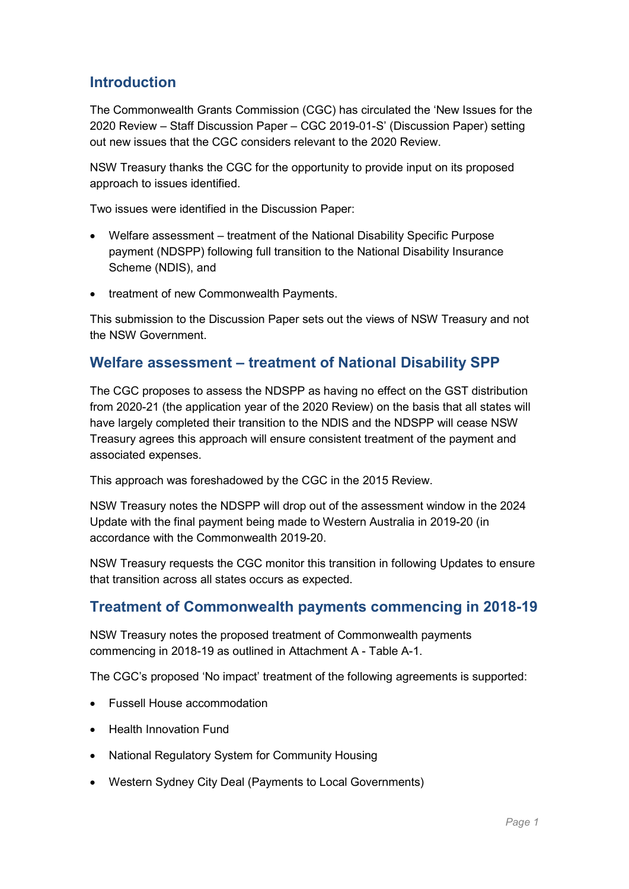## Introduction

The Commonwealth Grants Commission (CGC) has circulated the 'New Issues for the 2020 Review – Staff Discussion Paper – CGC 2019-01-S' (Discussion Paper) setting out new issues that the CGC considers relevant to the 2020 Review.

NSW Treasury thanks the CGC for the opportunity to provide input on its proposed approach to issues identified.

Two issues were identified in the Discussion Paper:

- Welfare assessment – treatment of the National Disability Specific Purpose payment (NDSPP) following full transition to the National Disability Insurance Scheme (NDIS), and
- treatment of new Commonwealth Payments.

This submission to the Discussion Paper sets out the views of NSW Treasury and not the NSW Government.

## Welfare assessment – treatment of National Disability SPP

The CGC proposes to assess the NDSPP as having no effect on the GST distribution from 2020-21 (the application year of the 2020 Review) on the basis that all states will have largely completed their transition to the NDIS and the NDSPP will cease NSW Treasury agrees this approach will ensure consistent treatment of the payment and associated expenses.

This approach was foreshadowed by the CGC in the 2015 Review.

NSW Treasury notes the NDSPP will drop out of the assessment window in the 2024 Update with the final payment being made to Western Australia in 2019-20 (in accordance with the Commonwealth 2019-20.

NSW Treasury requests the CGC monitor this transition in following Updates to ensure that transition across all states occurs as expected.

## Treatment of Commonwealth payments commencing in 2018-19

NSW Treasury notes the proposed treatment of Commonwealth payments commencing in 2018-19 as outlined in Attachment A - Table A-1.

The CGC's proposed 'No impact' treatment of the following agreements is supported:

- Fussell House accommodation
- Health Innovation Fund
- National Regulatory System for Community Housing
- Western Sydney City Deal (Payments to Local Governments)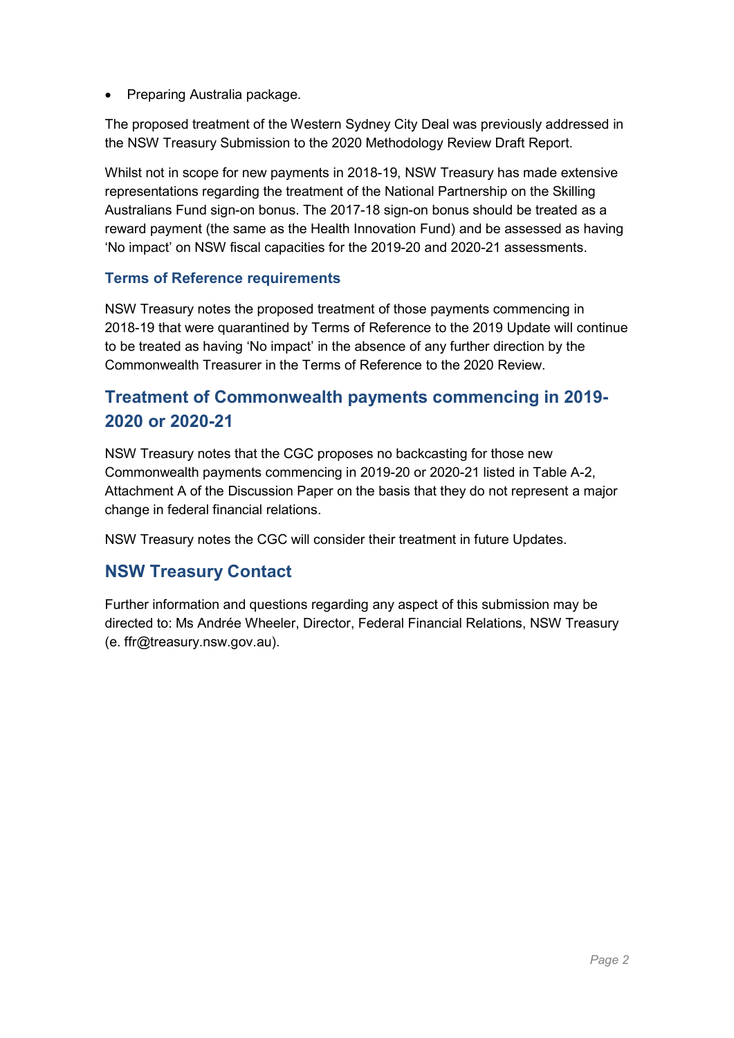- Preparing Australia package.

The proposed treatment of the Western Sydney City Deal was previously addressed in the NSW Treasury Submission to the 2020 Methodology Review Draft Report.

Whilst not in scope for new payments in 2018-19, NSW Treasury has made extensive representations regarding the treatment of the National Partnership on the Skilling Australians Fund sign-on bonus. The 2017-18 sign-on bonus should be treated as a reward payment (the same as the Health Innovation Fund) and be assessed as having 'No impact' on NSW fiscal capacities for the 2019-20 and 2020-21 assessments.

### Terms of Reference requirements

NSW Treasury notes the proposed treatment of those payments commencing in 2018-19 that were quarantined by Terms of Reference to the 2019 Update will continue to be treated as having 'No impact' in the absence of any further direction by the Commonwealth Treasurer in the Terms of Reference to the 2020 Review.

## Treatment of Commonwealth payments commencing in 2019-2020 or 2020-21

NSW Treasury notes that the CGC proposes no backcasting for those new Commonwealth payments commencing in 2019-20 or 2020-21 listed in Table A-2, Attachment A of the Discussion Paper on the basis that they do not represent a major change in federal financial relations.

NSW Treasury notes the CGC will consider their treatment in future Updates.

## NSW Treasury Contact

Further information and questions regarding any aspect of this submission may be directed to: Ms Andrée Wheeler, Director, Federal Financial Relations, NSW Treasury (e. ffr@treasury.nsw.gov.au).